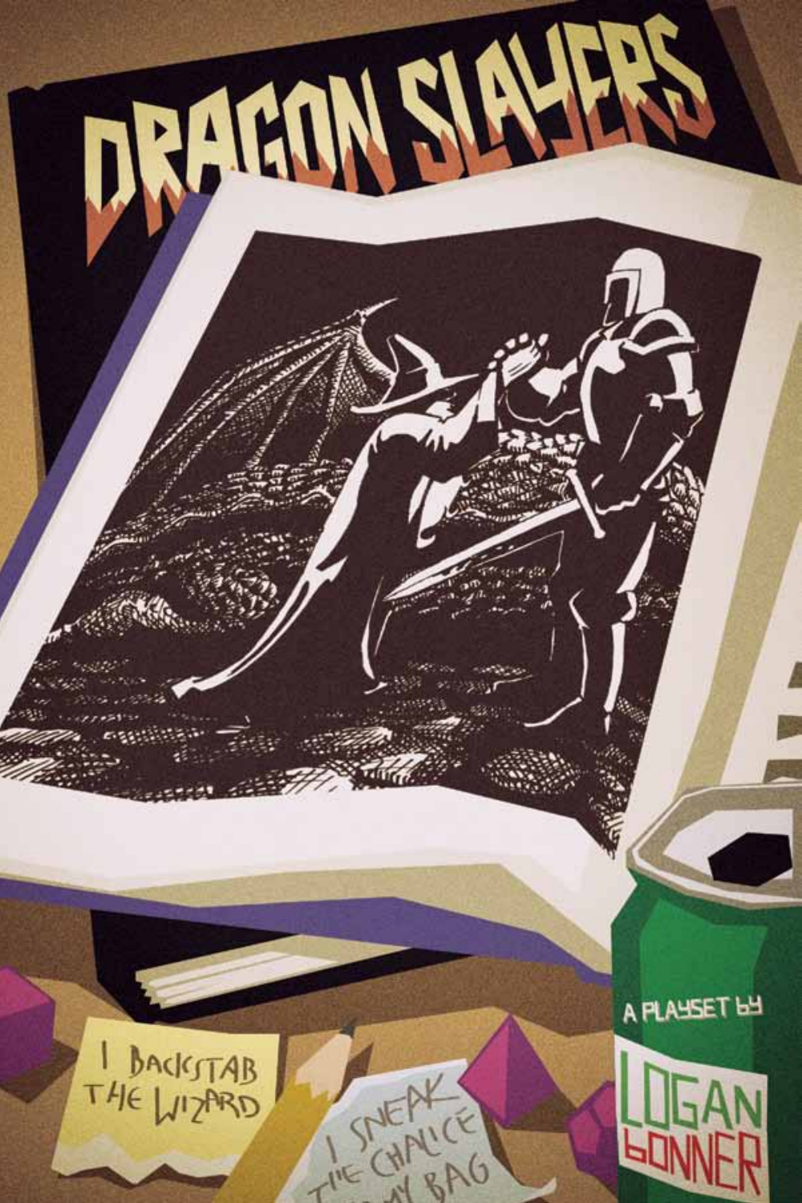# DRAGON SLAYERS

A PLAYSET BY

LOGAN BONNER

I BACKSTAB THE WIZARD

I SNEAK THE CHALICE IN MY BAG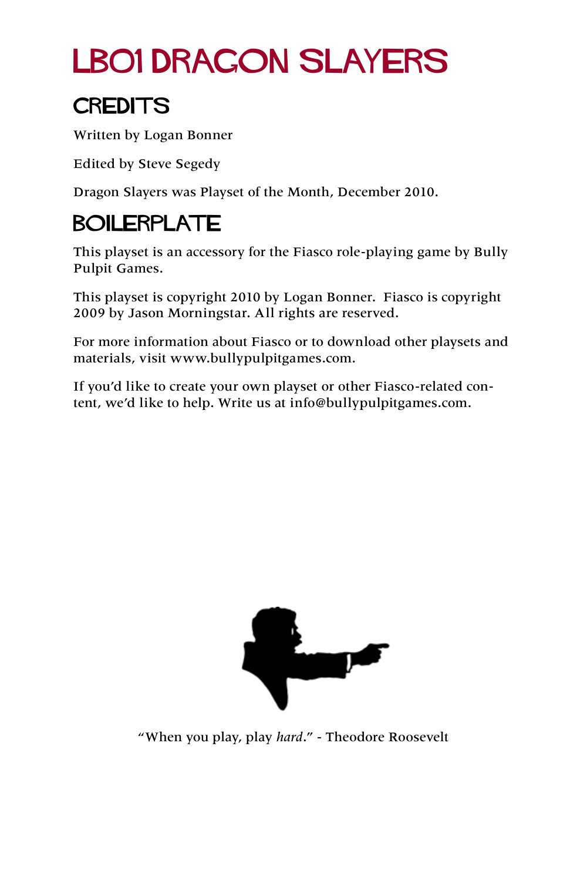# LB01 DRAGON SLAYERS

## CREDITS

Written by Logan Bonner

Edited by Steve Segedy

Dragon Slayers was Playset of the Month, December 2010.

## BOILERPLATE

This playset is an accessory for the Fiasco role-playing game by Bully Pulpit Games.

This playset is copyright 2010 by Logan Bonner. Fiasco is copyright 2009 by Jason Morningstar. All rights are reserved.

For more information about Fiasco or to download other playsets and materials, visit www.bullypulpitgames.com.

If you'd like to create your own playset or other Fiasco-related content, we'd like to help. Write us at info@bullypulpitgames.com.

"When you play, play *hard*." - Theodore Roosevelt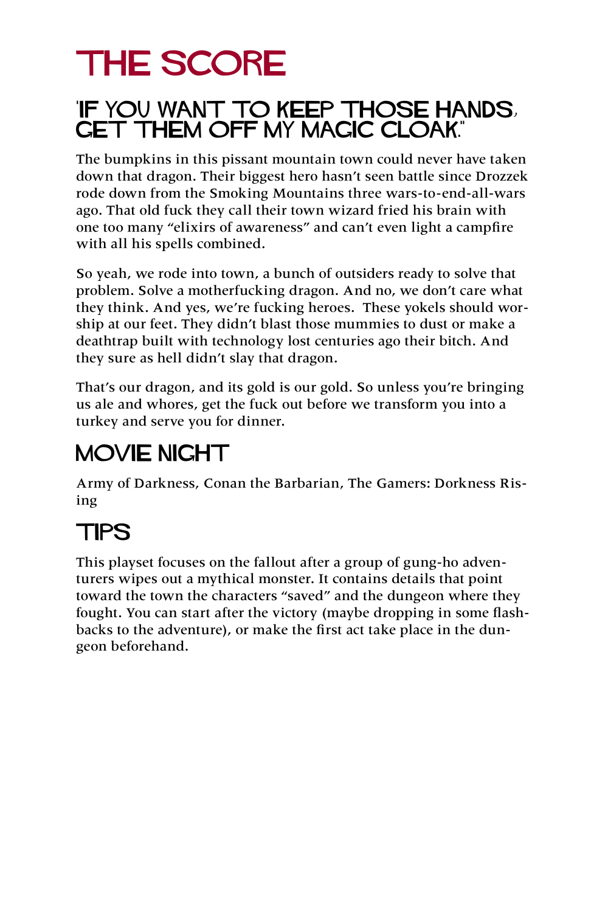# THE SCORE

## "If you want to keep those hands, get them off my magic cloak."

The bumpkins in this pissant mountain town could never have taken down that dragon. Their biggest hero hasn't seen battle since Drozzek rode down from the Smoking Mountains three wars-to-end-all-wars ago. That old fuck they call their town wizard fried his brain with one too many "elixirs of awareness" and can't even light a campfire with all his spells combined.

So yeah, we rode into town, a bunch of outsiders ready to solve that problem. Solve a motherfucking dragon. And no, we don't care what they think. And yes, we're fucking heroes. These yokels should worship at our feet. They didn't blast those mummies to dust or make a deathtrap built with technology lost centuries ago their bitch. And they sure as hell didn't slay that dragon.

That's our dragon, and its gold is our gold. So unless you're bringing us ale and whores, get the fuck out before we transform you into a turkey and serve you for dinner.

## Movie Night

Army of Darkness, Conan the Barbarian, The Gamers: Dorkness Rising

## Tips

This playset focuses on the fallout after a group of gung-ho adventurers wipes out a mythical monster. It contains details that point toward the town the characters "saved" and the dungeon where they fought. You can start after the victory (maybe dropping in some flashbacks to the adventure), or make the first act take place in the dungeon beforehand.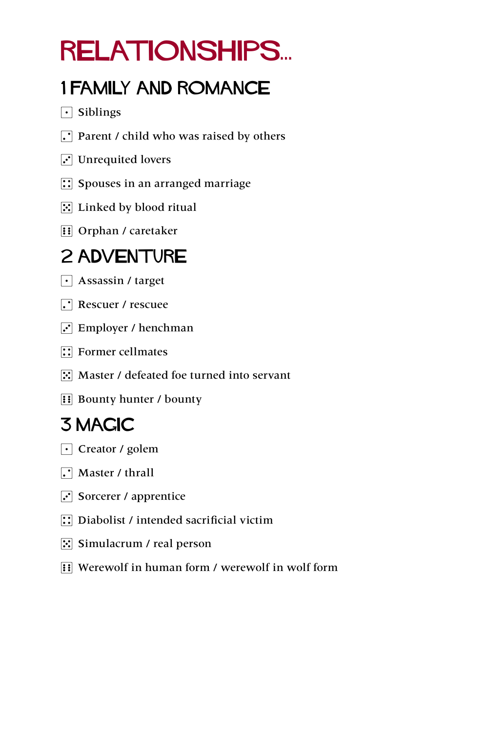# RELATIONSHIPS...

## 1 FAMILY AND ROMANCE

- ⚀ Siblings
- ⚁ Parent / child who was raised by others
- ⚂ Unrequited lovers
- ⚃ Spouses in an arranged marriage
- ⚄ Linked by blood ritual
- ⚅ Orphan / caretaker

## 2 ADVENTURE

- ⚀ Assassin / target
- ⚁ Rescuer / rescuee
- ⚂ Employer / henchman
- ⚃ Former cellmates
- ⚄ Master / defeated foe turned into servant
- ⚅ Bounty hunter / bounty

## 3 MAGIC

- ⚀ Creator / golem
- ⚁ Master / thrall
- ⚂ Sorcerer / apprentice
- ⚃ Diabolist / intended sacrificial victim
- ⚄ Simulacrum / real person
- ⚅ Werewolf in human form / werewolf in wolf form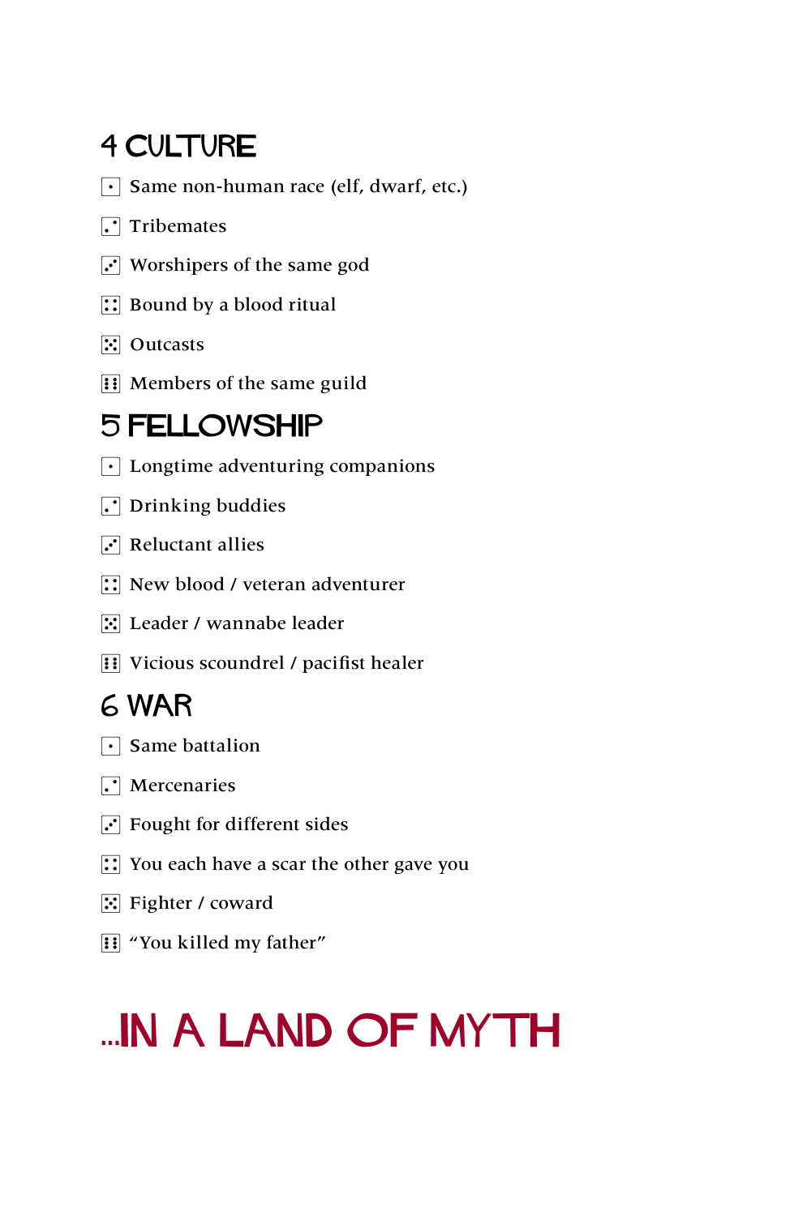## 4 CULTURE

- ⚀ Same non-human race (elf, dwarf, etc.)
- ⚁ Tribemates
- ⚂ Worshipers of the same god
- ⚃ Bound by a blood ritual
- ⚄ Outcasts
- ⚅ Members of the same guild

## 5 FELLOWSHIP

- ⚀ Longtime adventuring companions
- ⚁ Drinking buddies
- ⚂ Reluctant allies
- ⚃ New blood / veteran adventurer
- ⚄ Leader / wannabe leader
- ⚅ Vicious scoundrel / pacifist healer

## 6 WAR

- ⚀ Same battalion
- ⚁ Mercenaries
- ⚂ Fought for different sides
- ⚃ You each have a scar the other gave you
- ⚄ Fighter / coward
- ⚅ “You killed my father”

# ...IN A LAND OF MYTH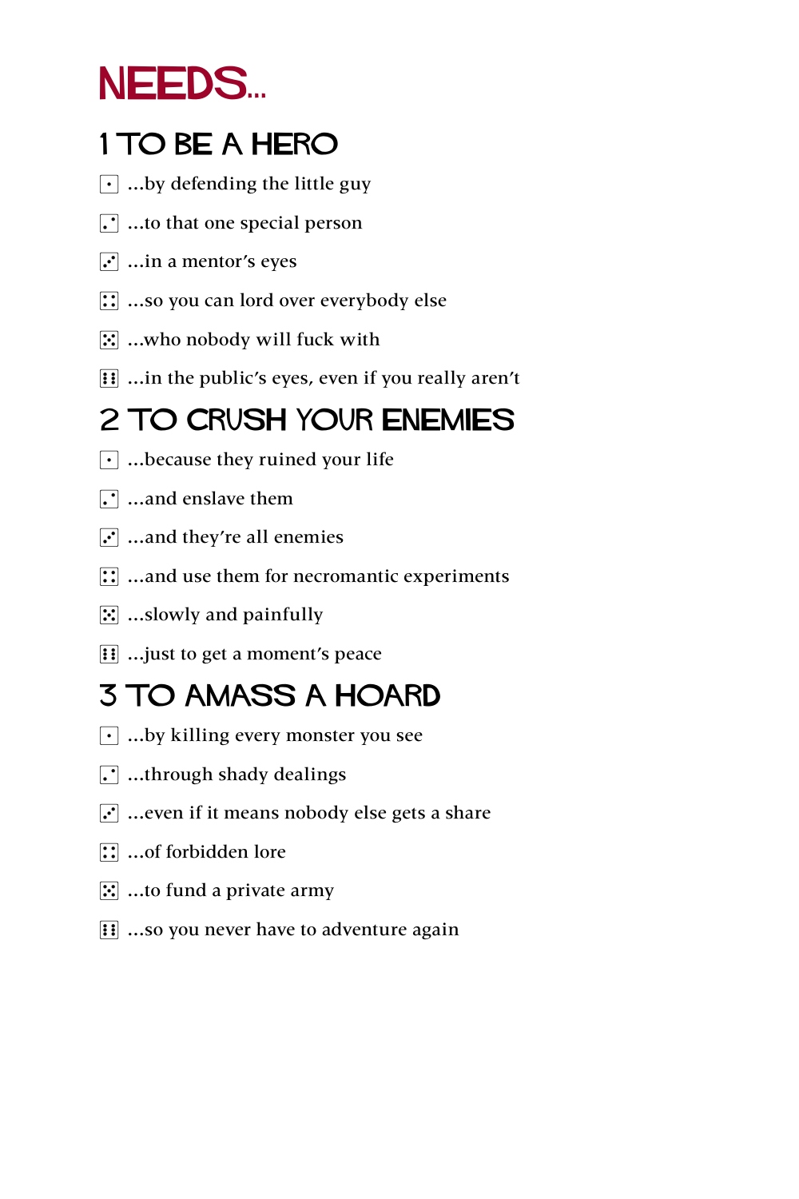# NEEDS...

## 1 TO BE A HERO

- ⚀ ...by defending the little guy
- ⚁ ...to that one special person
- ⚂ ...in a mentor's eyes
- ⚃ ...so you can lord over everybody else
- ⚄ ...who nobody will fuck with
- ⚅ ...in the public's eyes, even if you really aren't

## 2 TO CRUSH YOUR ENEMIES

- ⚀ ...because they ruined your life
- ⚁ ...and enslave them
- ⚂ ...and they're all enemies
- ⚃ ...and use them for necromantic experiments
- ⚄ ...slowly and painfully
- ⚅ ...just to get a moment's peace

## 3 TO AMASS A HOARD

- ⚀ ...by killing every monster you see
- ⚁ ...through shady dealings
- ⚂ ...even if it means nobody else gets a share
- ⚃ ...of forbidden lore
- ⚄ ...to fund a private army
- ⚅ ...so you never have to adventure again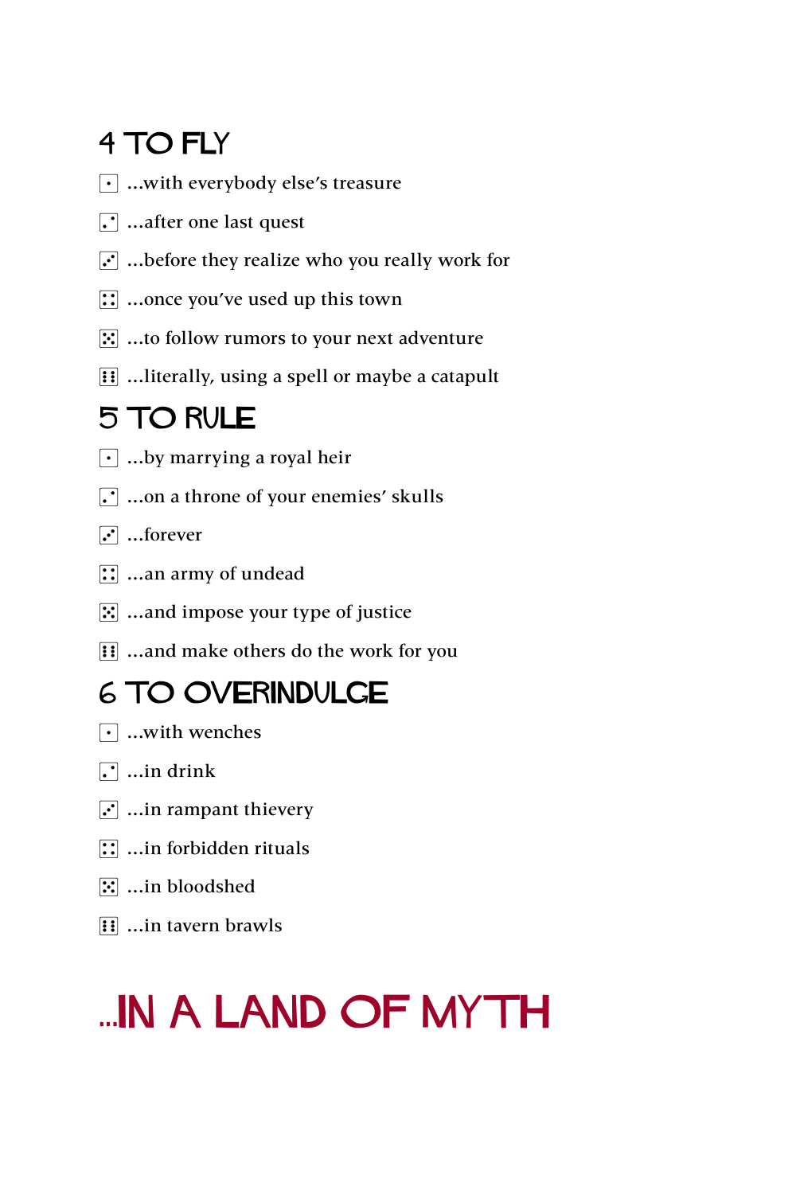## 4 TO FLY

- ⚀ ...with everybody else's treasure
- ⚁ ...after one last quest
- ⚂ ...before they realize who you really work for
- ⚃ ...once you've used up this town
- ⚄ ...to follow rumors to your next adventure
- ⚅ ...literally, using a spell or maybe a catapult

## 5 TO RULE

- ⚀ ...by marrying a royal heir
- ⚁ ...on a throne of your enemies' skulls
- ⚂ ...forever
- ⚃ ...an army of undead
- ⚄ ...and impose your type of justice
- ⚅ ...and make others do the work for you

## 6 TO OVERINDULGE

- ⚀ ...with wenches
- ⚁ ...in drink
- ⚂ ...in rampant thievery
- ⚃ ...in forbidden rituals
- ⚄ ...in bloodshed
- ⚅ ...in tavern brawls

# ...IN A LAND OF MYTH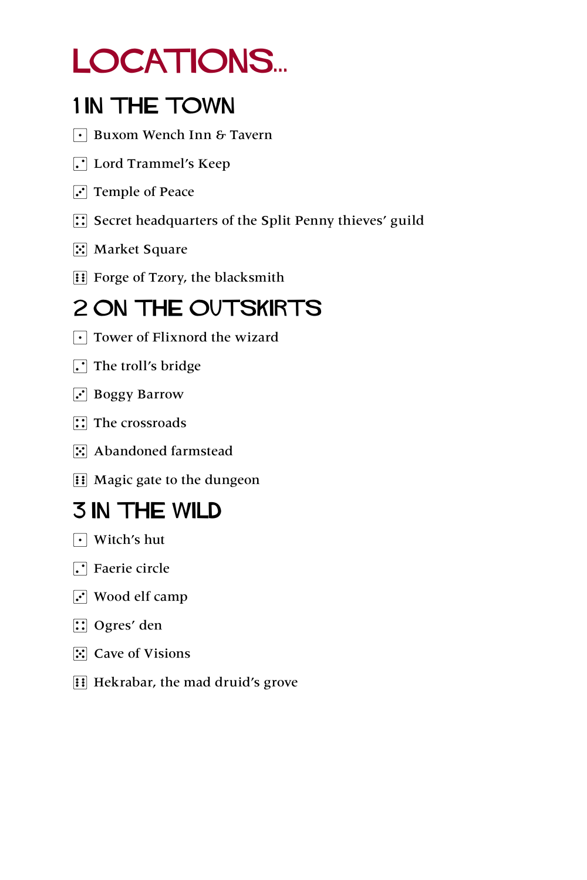# LOCATIONS...

## 1 IN THE TOWN

- ⚀ Buxom Wench Inn & Tavern
- ⚁ Lord Trammel's Keep
- ⚂ Temple of Peace
- ⚃ Secret headquarters of the Split Penny thieves' guild
- ⚄ Market Square
- ⚅ Forge of Tzory, the blacksmith

## 2 ON THE OUTSKIRTS

- ⚀ Tower of Flixnord the wizard
- ⚁ The troll's bridge
- ⚂ Boggy Barrow
- ⚃ The crossroads
- ⚄ Abandoned farmstead
- ⚅ Magic gate to the dungeon

## 3 IN THE WILD

- ⚀ Witch's hut
- ⚁ Faerie circle
- ⚂ Wood elf camp
- ⚃ Ogres' den
- ⚄ Cave of Visions
- ⚅ Hekrabar, the mad druid's grove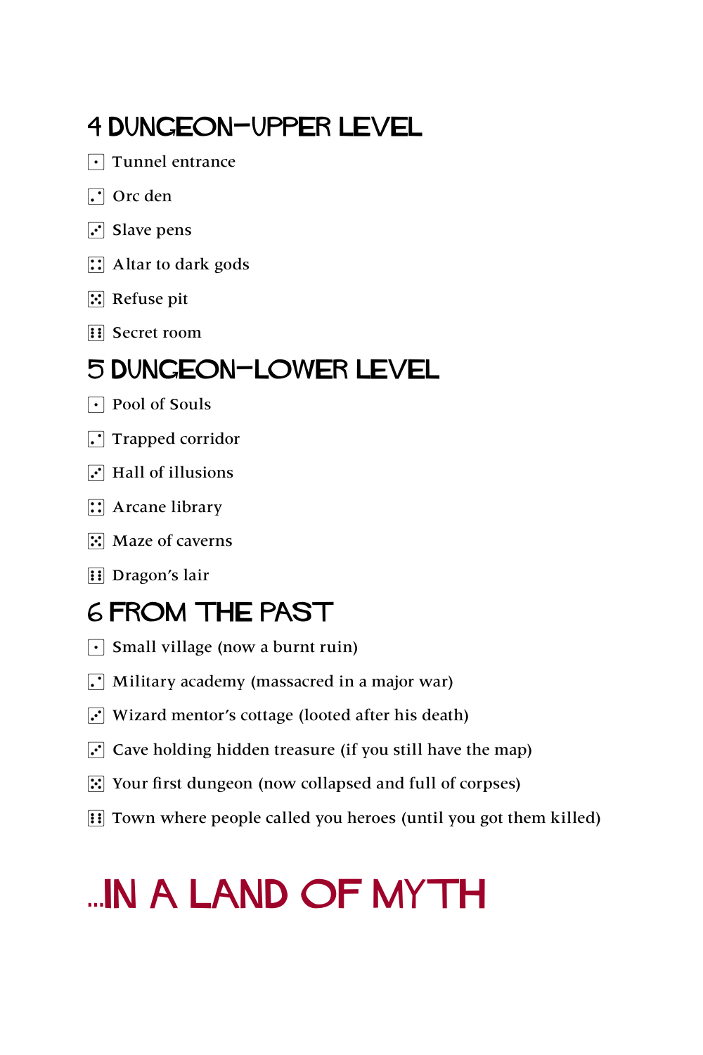## 4 DUNGEON—UPPER LEVEL

⚀ Tunnel entrance

⚁ Orc den

⚂ Slave pens

⚃ Altar to dark gods

⚄ Refuse pit

⚅ Secret room

## 5 DUNGEON—LOWER LEVEL

⚀ Pool of Souls

⚁ Trapped corridor

⚂ Hall of illusions

⚃ Arcane library

⚄ Maze of caverns

⚅ Dragon's lair

## 6 FROM THE PAST

⚀ Small village (now a burnt ruin)

⚁ Military academy (massacred in a major war)

⚂ Wizard mentor's cottage (looted after his death)

⚂ Cave holding hidden treasure (if you still have the map)

⚄ Your first dungeon (now collapsed and full of corpses)

⚅ Town where people called you heroes (until you got them killed)

# ...IN A LAND OF MYTH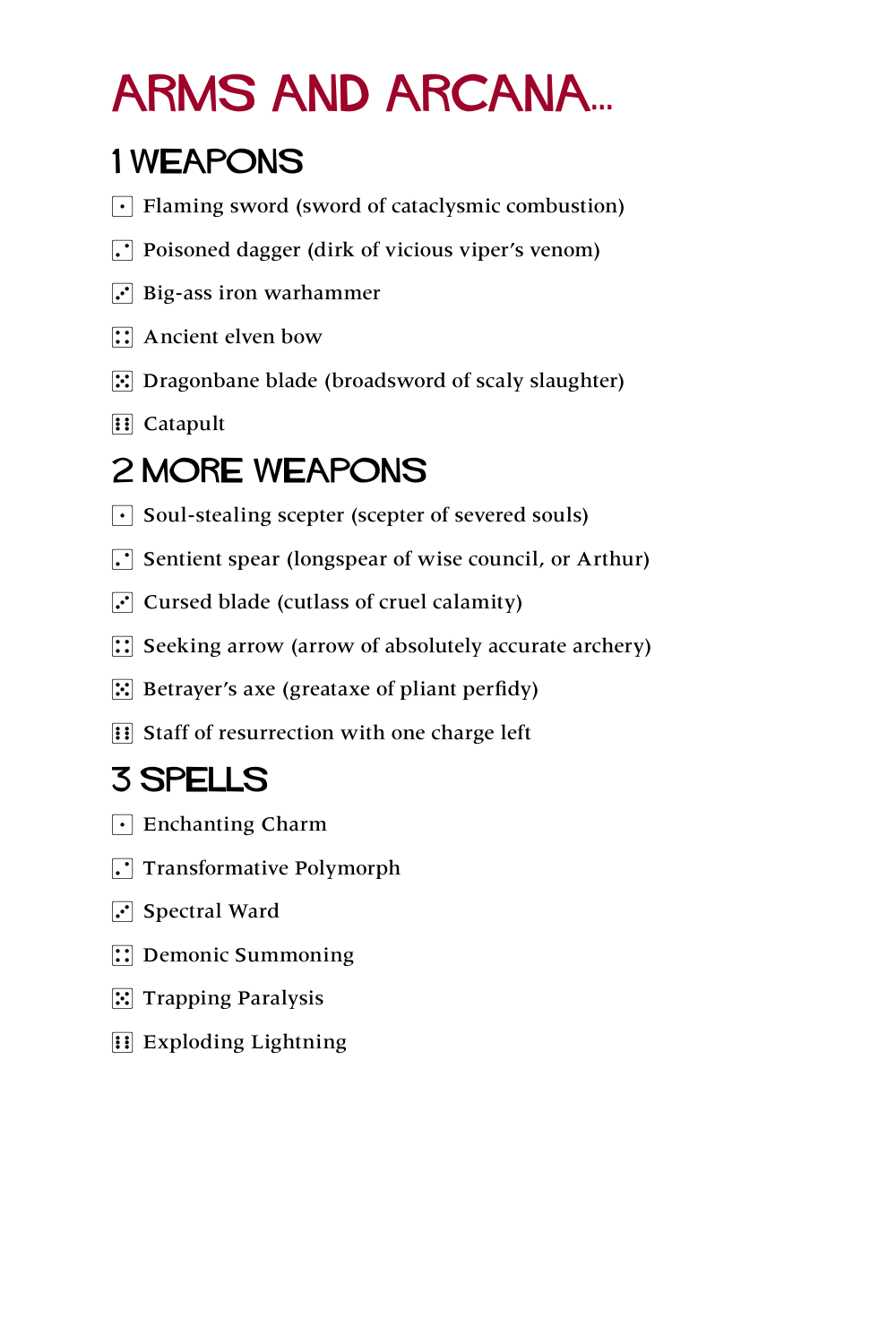# ARMS AND ARCANA...

## 1 WEAPONS

- ⚀ Flaming sword (sword of cataclysmic combustion)
- ⚁ Poisoned dagger (dirk of vicious viper's venom)
- ⚂ Big-ass iron warhammer
- ⚃ Ancient elven bow
- ⚄ Dragonbane blade (broadsword of scaly slaughter)
- ⚅ Catapult

## 2 MORE WEAPONS

- ⚀ Soul-stealing scepter (scepter of severed souls)
- ⚁ Sentient spear (longspear of wise council, or Arthur)
- ⚂ Cursed blade (cutlass of cruel calamity)
- ⚃ Seeking arrow (arrow of absolutely accurate archery)
- ⚄ Betrayer's axe (greataxe of pliant perfidy)
- ⚅ Staff of resurrection with one charge left

## 3 SPELLS

- ⚀ Enchanting Charm
- ⚁ Transformative Polymorph
- ⚂ Spectral Ward
- ⚃ Demonic Summoning
- ⚄ Trapping Paralysis
- ⚅ Exploding Lightning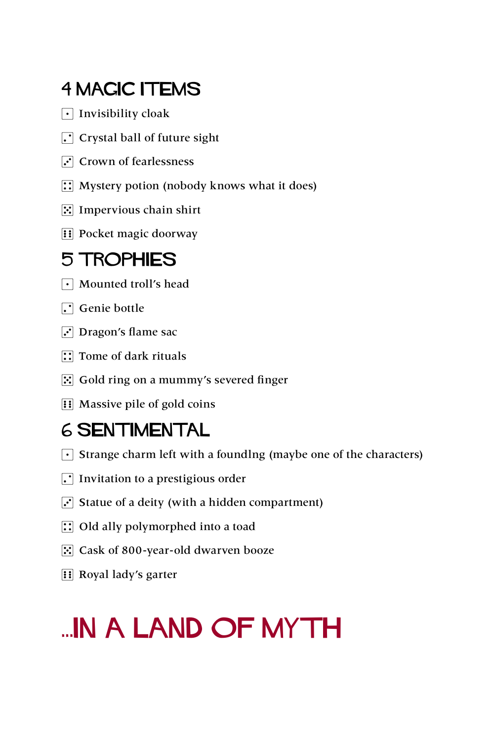## 4 MAGIC ITEMS

- ⚀ Invisibility cloak
- ⚁ Crystal ball of future sight
- ⚂ Crown of fearlessness
- ⚃ Mystery potion (nobody knows what it does)
- ⚄ Impervious chain shirt
- ⚅ Pocket magic doorway

## 5 TROPHIES

- ⚀ Mounted troll's head
- ⚁ Genie bottle
- ⚂ Dragon's flame sac
- ⚃ Tome of dark rituals
- ⚄ Gold ring on a mummy's severed finger
- ⚅ Massive pile of gold coins

## 6 SENTIMENTAL

- ⚀ Strange charm left with a foundlng (maybe one of the characters)
- ⚁ Invitation to a prestigious order
- ⚂ Statue of a deity (with a hidden compartment)
- ⚃ Old ally polymorphed into a toad
- ⚄ Cask of 800-year-old dwarven booze
- ⚅ Royal lady's garter

# ...IN A LAND OF MYTH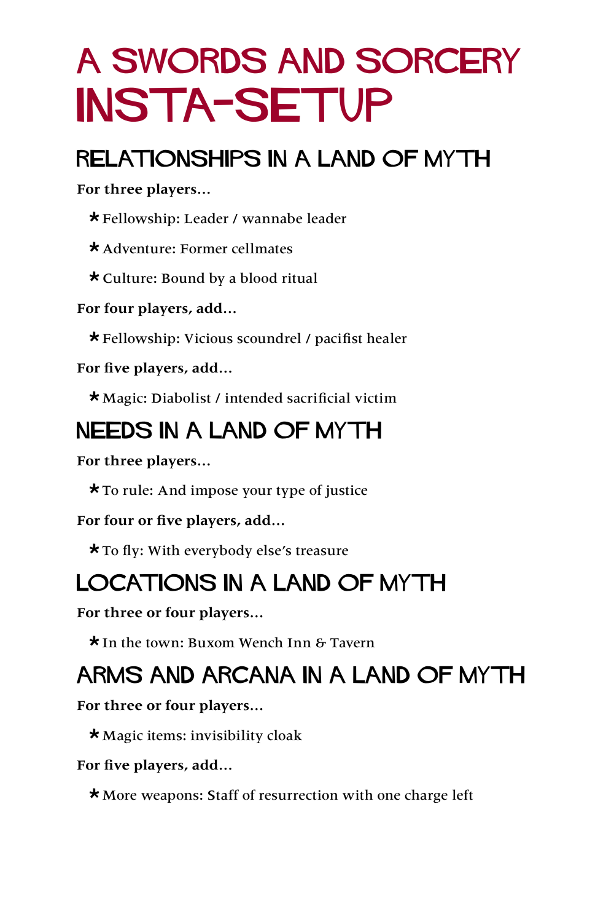# A Swords and Sorcery Insta-Setup

## Relationships in a Land of Myth

**For three players...**

- Fellowship: Leader / wannabe leader
- Adventure: Former cellmates
- Culture: Bound by a blood ritual

**For four players, add...**

- Fellowship: Vicious scoundrel / pacifist healer

**For five players, add...**

- Magic: Diabolist / intended sacrificial victim

## Needs in a Land of Myth

**For three players...**

- To rule: And impose your type of justice

**For four or five players, add...**

- To fly: With everybody else's treasure

## Locations in a Land of Myth

**For three or four players...**

- In the town: Buxom Wench Inn & Tavern

## Arms and Arcana in a Land of Myth

**For three or four players...**

- Magic items: invisibility cloak

**For five players, add...**

- More weapons: Staff of resurrection with one charge left